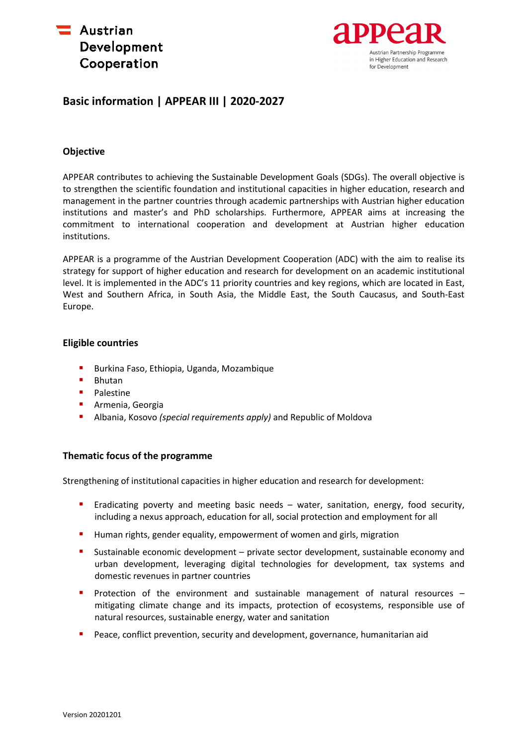Austrian Development Cooperation

appear
Austrian Partnership Programme in Higher Education and Research for Development

# Basic information | APPEAR III | 2020-2027

## Objective

APPEAR contributes to achieving the Sustainable Development Goals (SDGs). The overall objective is to strengthen the scientific foundation and institutional capacities in higher education, research and management in the partner countries through academic partnerships with Austrian higher education institutions and master's and PhD scholarships. Furthermore, APPEAR aims at increasing the commitment to international cooperation and development at Austrian higher education institutions.

APPEAR is a programme of the Austrian Development Cooperation (ADC) with the aim to realise its strategy for support of higher education and research for development on an academic institutional level. It is implemented in the ADC's 11 priority countries and key regions, which are located in East, West and Southern Africa, in South Asia, the Middle East, the South Caucasus, and South-East Europe.

## Eligible countries

- Burkina Faso, Ethiopia, Uganda, Mozambique
- Bhutan
- Palestine
- Armenia, Georgia
- Albania, Kosovo *(special requirements apply)* and Republic of Moldova

## Thematic focus of the programme

Strengthening of institutional capacities in higher education and research for development:

- Eradicating poverty and meeting basic needs – water, sanitation, energy, food security, including a nexus approach, education for all, social protection and employment for all
- Human rights, gender equality, empowerment of women and girls, migration
- Sustainable economic development – private sector development, sustainable economy and urban development, leveraging digital technologies for development, tax systems and domestic revenues in partner countries
- Protection of the environment and sustainable management of natural resources – mitigating climate change and its impacts, protection of ecosystems, responsible use of natural resources, sustainable energy, water and sanitation
- Peace, conflict prevention, security and development, governance, humanitarian aid

Version 20201201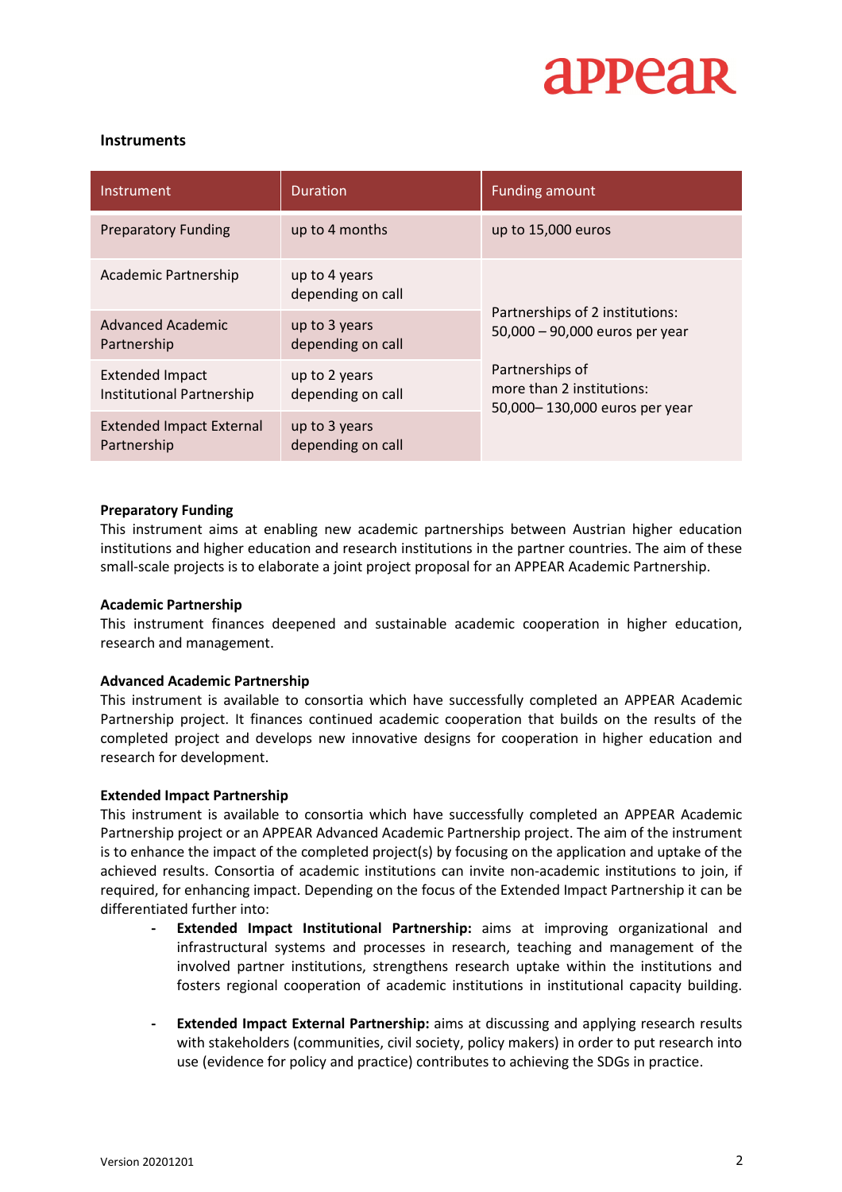### Instruments

| Instrument | Duration | Funding amount |
|---|---|---|
| Preparatory Funding | up to 4 months | up to 15,000 euros |
| Academic Partnership | up to 4 years depending on call | Partnerships of 2 institutions: 50,000 – 90,000 euros per year<br><br>Partnerships of more than 2 institutions: 50,000– 130,000 euros per year |
| Advanced Academic Partnership | up to 3 years depending on call | |
| Extended Impact Institutional Partnership | up to 2 years depending on call | |
| Extended Impact External Partnership | up to 3 years depending on call | |

**Preparatory Funding**

This instrument aims at enabling new academic partnerships between Austrian higher education institutions and higher education and research institutions in the partner countries. The aim of these small-scale projects is to elaborate a joint project proposal for an APPEAR Academic Partnership.

**Academic Partnership**

This instrument finances deepened and sustainable academic cooperation in higher education, research and management.

**Advanced Academic Partnership**

This instrument is available to consortia which have successfully completed an APPEAR Academic Partnership project. It finances continued academic cooperation that builds on the results of the completed project and develops new innovative designs for cooperation in higher education and research for development.

**Extended Impact Partnership**

This instrument is available to consortia which have successfully completed an APPEAR Academic Partnership project or an APPEAR Advanced Academic Partnership project. The aim of the instrument is to enhance the impact of the completed project(s) by focusing on the application and uptake of the achieved results. Consortia of academic institutions can invite non-academic institutions to join, if required, for enhancing impact. Depending on the focus of the Extended Impact Partnership it can be differentiated further into:

- **Extended Impact Institutional Partnership:** aims at improving organizational and infrastructural systems and processes in research, teaching and management of the involved partner institutions, strengthens research uptake within the institutions and fosters regional cooperation of academic institutions in institutional capacity building.
- **Extended Impact External Partnership:** aims at discussing and applying research results with stakeholders (communities, civil society, policy makers) in order to put research into use (evidence for policy and practice) contributes to achieving the SDGs in practice.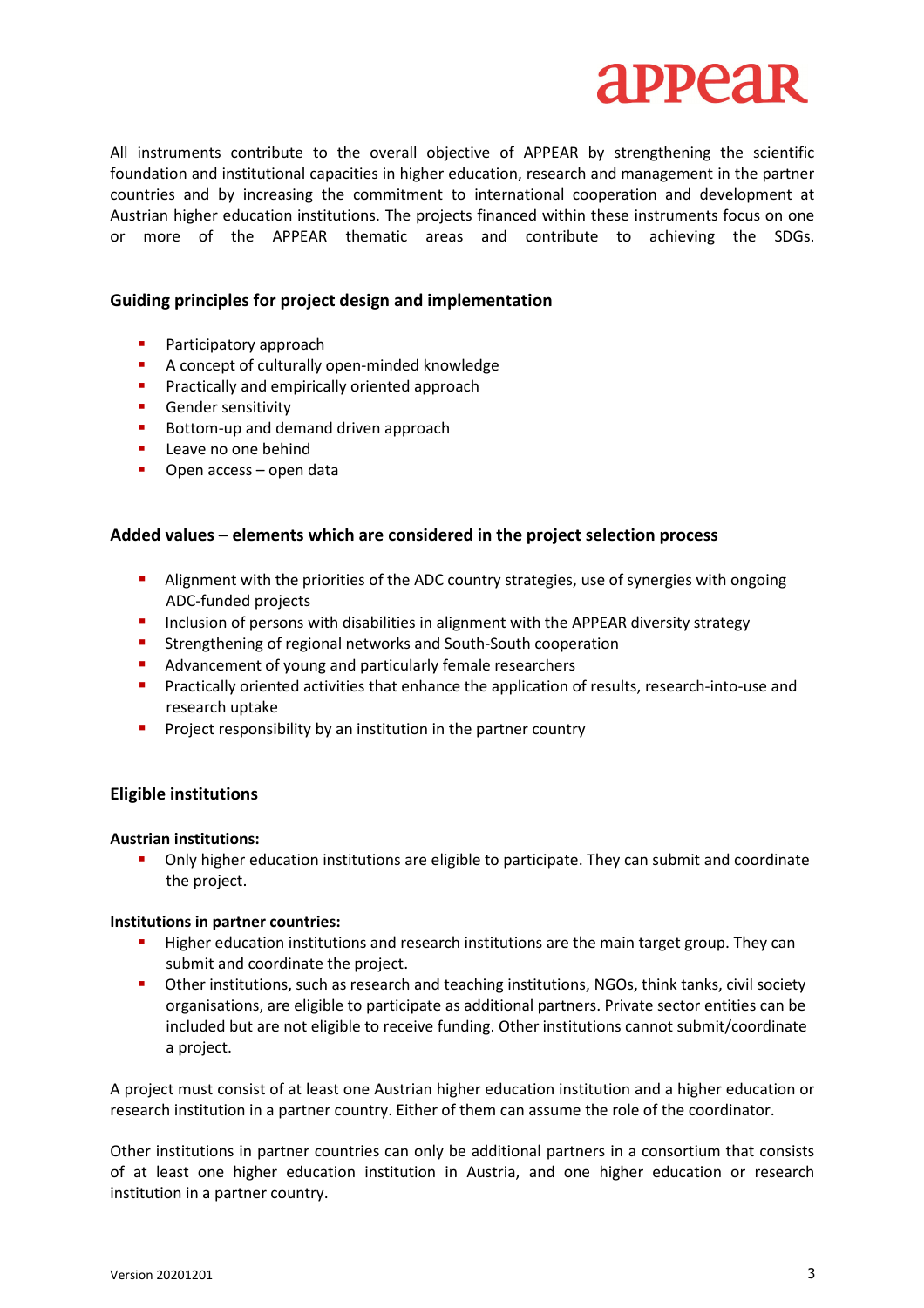All instruments contribute to the overall objective of APPEAR by strengthening the scientific foundation and institutional capacities in higher education, research and management in the partner countries and by increasing the commitment to international cooperation and development at Austrian higher education institutions. The projects financed within these instruments focus on one or more of the APPEAR thematic areas and contribute to achieving the SDGs.

## Guiding principles for project design and implementation

- Participatory approach
- A concept of culturally open-minded knowledge
- Practically and empirically oriented approach
- Gender sensitivity
- Bottom-up and demand driven approach
- Leave no one behind
- Open access – open data

## Added values – elements which are considered in the project selection process

- Alignment with the priorities of the ADC country strategies, use of synergies with ongoing ADC-funded projects
- Inclusion of persons with disabilities in alignment with the APPEAR diversity strategy
- Strengthening of regional networks and South-South cooperation
- Advancement of young and particularly female researchers
- Practically oriented activities that enhance the application of results, research-into-use and research uptake
- Project responsibility by an institution in the partner country

## Eligible institutions

**Austrian institutions:**

- Only higher education institutions are eligible to participate. They can submit and coordinate the project.

**Institutions in partner countries:**

- Higher education institutions and research institutions are the main target group. They can submit and coordinate the project.
- Other institutions, such as research and teaching institutions, NGOs, think tanks, civil society organisations, are eligible to participate as additional partners. Private sector entities can be included but are not eligible to receive funding. Other institutions cannot submit/coordinate a project.

A project must consist of at least one Austrian higher education institution and a higher education or research institution in a partner country. Either of them can assume the role of the coordinator.

Other institutions in partner countries can only be additional partners in a consortium that consists of at least one higher education institution in Austria, and one higher education or research institution in a partner country.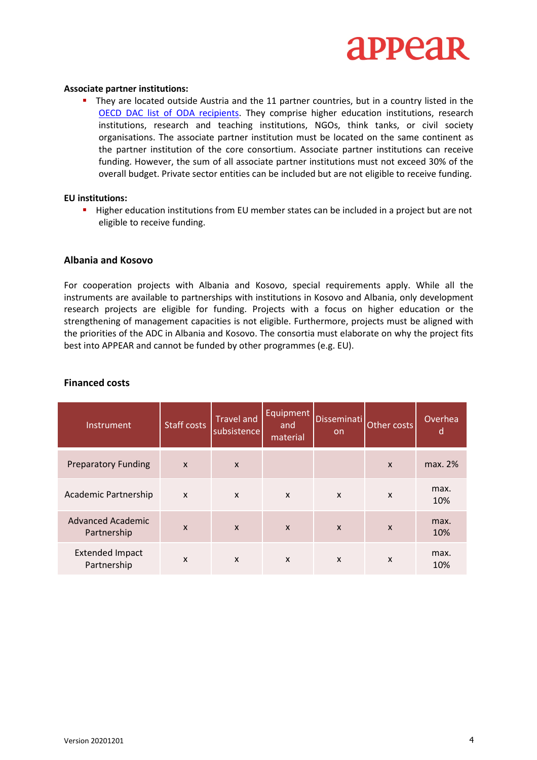**Associate partner institutions:**

- They are located outside Austria and the 11 partner countries, but in a country listed in the [OECD DAC list of ODA recipients](). They comprise higher education institutions, research institutions, research and teaching institutions, NGOs, think tanks, or civil society organisations. The associate partner institution must be located on the same continent as the partner institution of the core consortium. Associate partner institutions can receive funding. However, the sum of all associate partner institutions must not exceed 30% of the overall budget. Private sector entities can be included but are not eligible to receive funding.

**EU institutions:**

- Higher education institutions from EU member states can be included in a project but are not eligible to receive funding.

## Albania and Kosovo

For cooperation projects with Albania and Kosovo, special requirements apply. While all the instruments are available to partnerships with institutions in Kosovo and Albania, only development research projects are eligible for funding. Projects with a focus on higher education or the strengthening of management capacities is not eligible. Furthermore, projects must be aligned with the priorities of the ADC in Albania and Kosovo. The consortia must elaborate on why the project fits best into APPEAR and cannot be funded by other programmes (e.g. EU).

## Financed costs

| Instrument | Staff costs | Travel and subsistence | Equipment and material | Dissemination | Other costs | Overhead |
|---|---|---|---|---|---|---|
| Preparatory Funding | x | x | | | x | max. 2% |
| Academic Partnership | x | x | x | x | x | max. 10% |
| Advanced Academic Partnership | x | x | x | x | x | max. 10% |
| Extended Impact Partnership | x | x | x | x | x | max. 10% |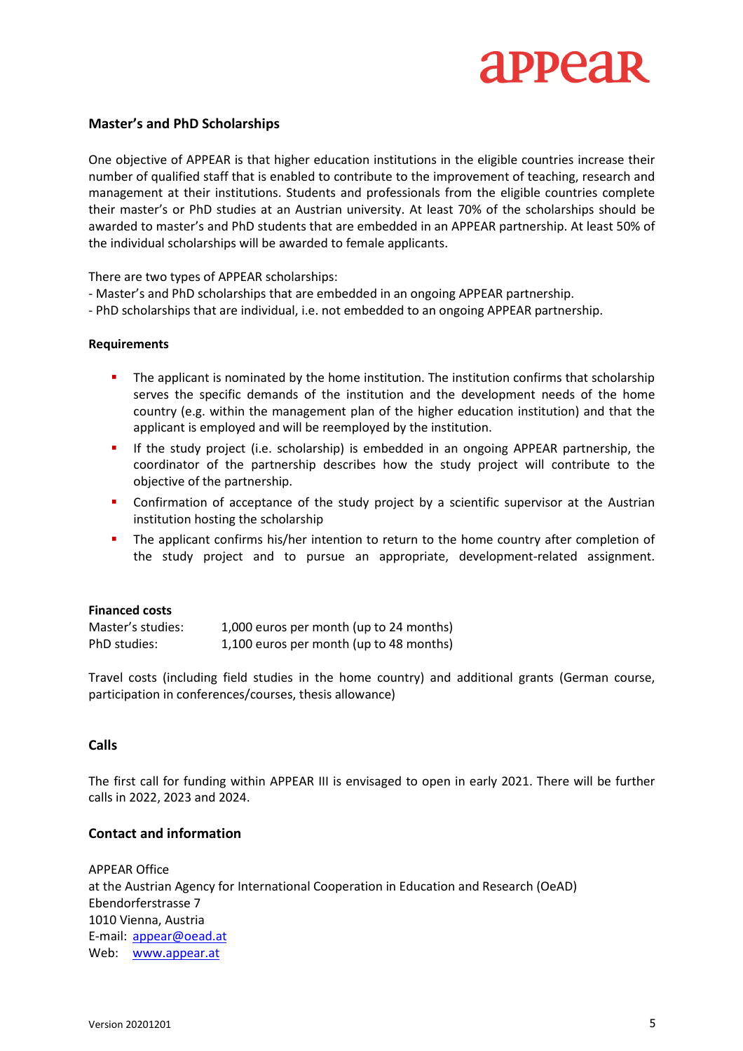## Master's and PhD Scholarships

One objective of APPEAR is that higher education institutions in the eligible countries increase their number of qualified staff that is enabled to contribute to the improvement of teaching, research and management at their institutions. Students and professionals from the eligible countries complete their master's or PhD studies at an Austrian university. At least 70% of the scholarships should be awarded to master's and PhD students that are embedded in an APPEAR partnership. At least 50% of the individual scholarships will be awarded to female applicants.

There are two types of APPEAR scholarships:
- Master's and PhD scholarships that are embedded in an ongoing APPEAR partnership.
- PhD scholarships that are individual, i.e. not embedded to an ongoing APPEAR partnership.

### Requirements

- The applicant is nominated by the home institution. The institution confirms that scholarship serves the specific demands of the institution and the development needs of the home country (e.g. within the management plan of the higher education institution) and that the applicant is employed and will be reemployed by the institution.
- If the study project (i.e. scholarship) is embedded in an ongoing APPEAR partnership, the coordinator of the partnership describes how the study project will contribute to the objective of the partnership.
- Confirmation of acceptance of the study project by a scientific supervisor at the Austrian institution hosting the scholarship
- The applicant confirms his/her intention to return to the home country after completion of the study project and to pursue an appropriate, development-related assignment.

### Financed costs

| | |
|---|---|
| Master's studies: | 1,000 euros per month (up to 24 months) |
| PhD studies: | 1,100 euros per month (up to 48 months) |

Travel costs (including field studies in the home country) and additional grants (German course, participation in conferences/courses, thesis allowance)

## Calls

The first call for funding within APPEAR III is envisaged to open in early 2021. There will be further calls in 2022, 2023 and 2024.

## Contact and information

APPEAR Office
at the Austrian Agency for International Cooperation in Education and Research (OeAD)
Ebendorferstrasse 7
1010 Vienna, Austria
E-mail: appear@oead.at
Web: www.appear.at

Version 20201201